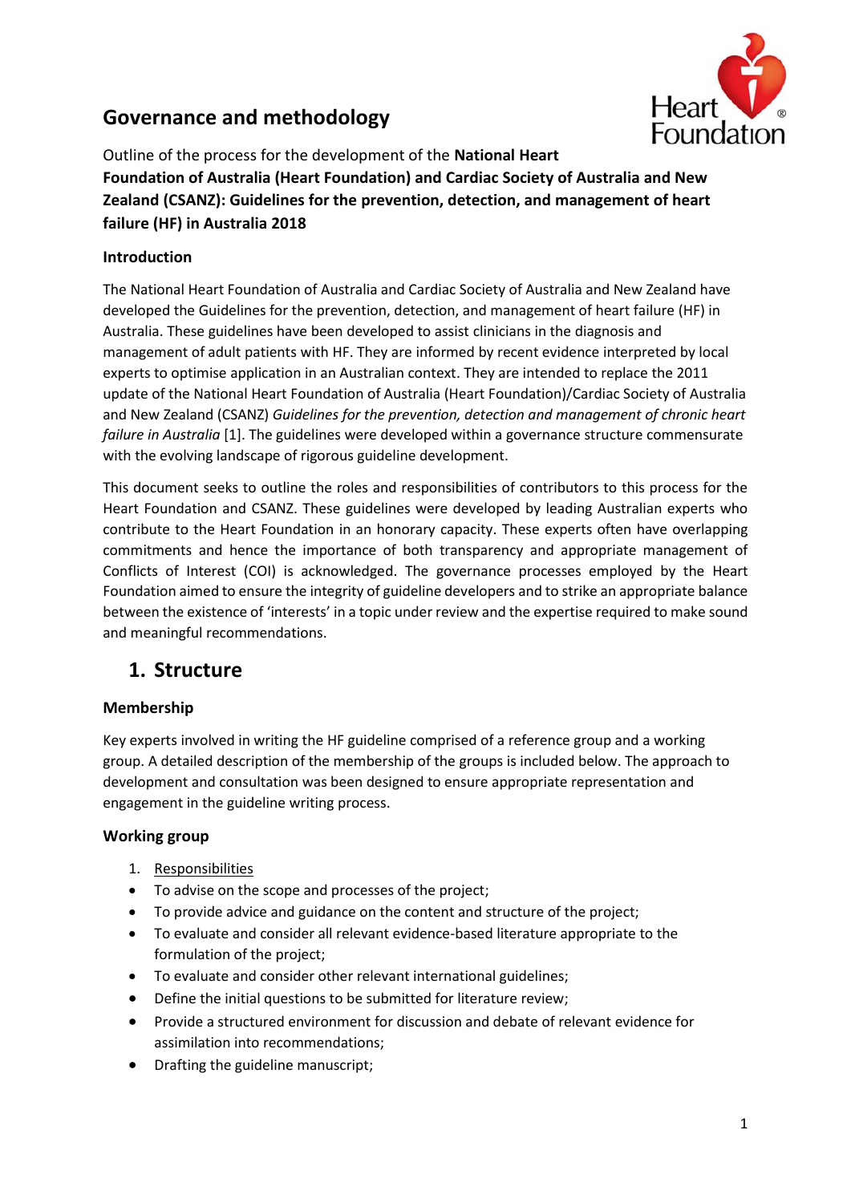# Governance and methodology

Outline of the process for the development of the **National Heart Foundation of Australia (Heart Foundation) and Cardiac Society of Australia and New Zealand (CSANZ): Guidelines for the prevention, detection, and management of heart failure (HF) in Australia 2018**

### Introduction

The National Heart Foundation of Australia and Cardiac Society of Australia and New Zealand have developed the Guidelines for the prevention, detection, and management of heart failure (HF) in Australia. These guidelines have been developed to assist clinicians in the diagnosis and management of adult patients with HF. They are informed by recent evidence interpreted by local experts to optimise application in an Australian context. They are intended to replace the 2011 update of the National Heart Foundation of Australia (Heart Foundation)/Cardiac Society of Australia and New Zealand (CSANZ) *Guidelines for the prevention, detection and management of chronic heart failure in Australia* [1]. The guidelines were developed within a governance structure commensurate with the evolving landscape of rigorous guideline development.

This document seeks to outline the roles and responsibilities of contributors to this process for the Heart Foundation and CSANZ. These guidelines were developed by leading Australian experts who contribute to the Heart Foundation in an honorary capacity. These experts often have overlapping commitments and hence the importance of both transparency and appropriate management of Conflicts of Interest (COI) is acknowledged. The governance processes employed by the Heart Foundation aimed to ensure the integrity of guideline developers and to strike an appropriate balance between the existence of 'interests' in a topic under review and the expertise required to make sound and meaningful recommendations.

## 1. Structure

### Membership

Key experts involved in writing the HF guideline comprised of a reference group and a working group. A detailed description of the membership of the groups is included below. The approach to development and consultation was been designed to ensure appropriate representation and engagement in the guideline writing process.

### Working group

1. <u>Responsibilities</u>

- To advise on the scope and processes of the project;
- To provide advice and guidance on the content and structure of the project;
- To evaluate and consider all relevant evidence-based literature appropriate to the formulation of the project;
- To evaluate and consider other relevant international guidelines;
- Define the initial questions to be submitted for literature review;
- Provide a structured environment for discussion and debate of relevant evidence for assimilation into recommendations;
- Drafting the guideline manuscript;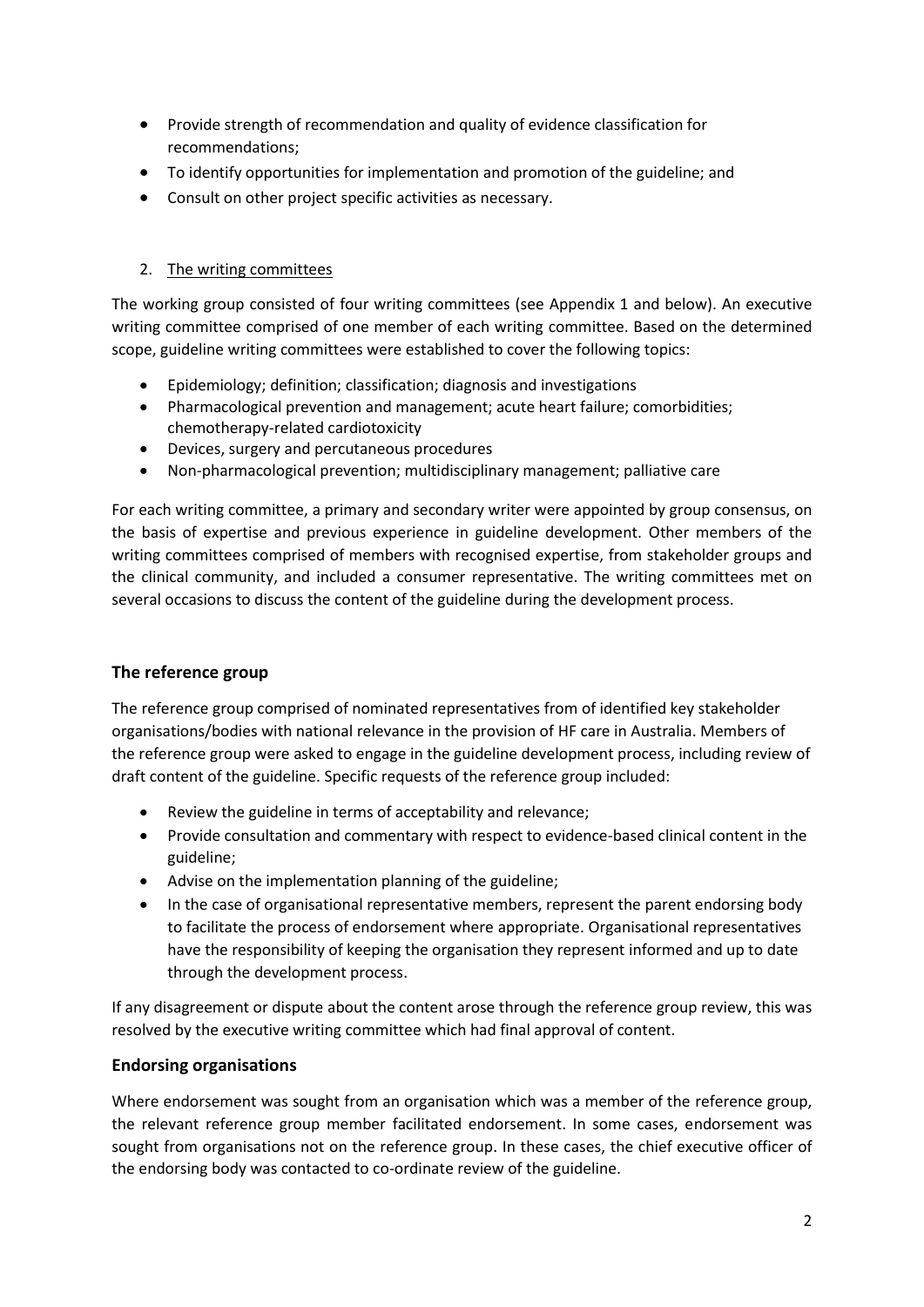- Provide strength of recommendation and quality of evidence classification for recommendations;
- To identify opportunities for implementation and promotion of the guideline; and
- Consult on other project specific activities as necessary.

2. <u>The writing committees</u>

The working group consisted of four writing committees (see Appendix 1 and below). An executive writing committee comprised of one member of each writing committee. Based on the determined scope, guideline writing committees were established to cover the following topics:

- Epidemiology; definition; classification; diagnosis and investigations
- Pharmacological prevention and management; acute heart failure; comorbidities; chemotherapy-related cardiotoxicity
- Devices, surgery and percutaneous procedures
- Non-pharmacological prevention; multidisciplinary management; palliative care

For each writing committee, a primary and secondary writer were appointed by group consensus, on the basis of expertise and previous experience in guideline development. Other members of the writing committees comprised of members with recognised expertise, from stakeholder groups and the clinical community, and included a consumer representative. The writing committees met on several occasions to discuss the content of the guideline during the development process.

### The reference group

The reference group comprised of nominated representatives from of identified key stakeholder organisations/bodies with national relevance in the provision of HF care in Australia. Members of the reference group were asked to engage in the guideline development process, including review of draft content of the guideline. Specific requests of the reference group included:

- Review the guideline in terms of acceptability and relevance;
- Provide consultation and commentary with respect to evidence-based clinical content in the guideline;
- Advise on the implementation planning of the guideline;
- In the case of organisational representative members, represent the parent endorsing body to facilitate the process of endorsement where appropriate. Organisational representatives have the responsibility of keeping the organisation they represent informed and up to date through the development process.

If any disagreement or dispute about the content arose through the reference group review, this was resolved by the executive writing committee which had final approval of content.

### Endorsing organisations

Where endorsement was sought from an organisation which was a member of the reference group, the relevant reference group member facilitated endorsement. In some cases, endorsement was sought from organisations not on the reference group. In these cases, the chief executive officer of the endorsing body was contacted to co-ordinate review of the guideline.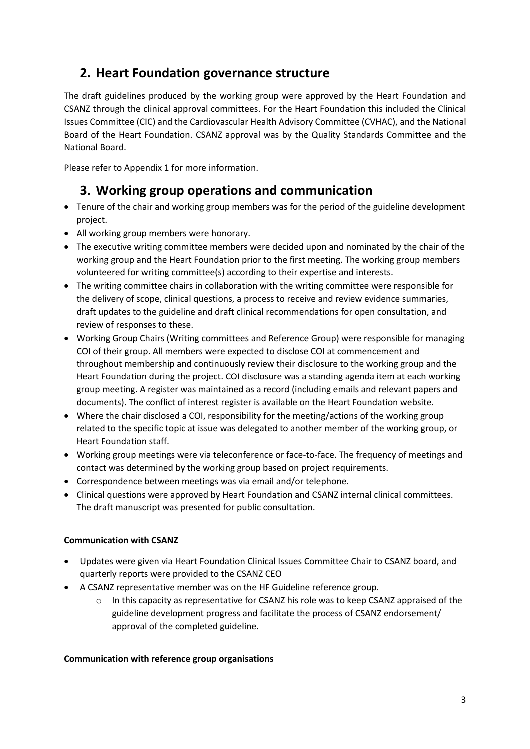## 2. Heart Foundation governance structure

The draft guidelines produced by the working group were approved by the Heart Foundation and CSANZ through the clinical approval committees. For the Heart Foundation this included the Clinical Issues Committee (CIC) and the Cardiovascular Health Advisory Committee (CVHAC), and the National Board of the Heart Foundation. CSANZ approval was by the Quality Standards Committee and the National Board.

Please refer to Appendix 1 for more information.

## 3. Working group operations and communication

- Tenure of the chair and working group members was for the period of the guideline development project.
- All working group members were honorary.
- The executive writing committee members were decided upon and nominated by the chair of the working group and the Heart Foundation prior to the first meeting. The working group members volunteered for writing committee(s) according to their expertise and interests.
- The writing committee chairs in collaboration with the writing committee were responsible for the delivery of scope, clinical questions, a process to receive and review evidence summaries, draft updates to the guideline and draft clinical recommendations for open consultation, and review of responses to these.
- Working Group Chairs (Writing committees and Reference Group) were responsible for managing COI of their group. All members were expected to disclose COI at commencement and throughout membership and continuously review their disclosure to the working group and the Heart Foundation during the project. COI disclosure was a standing agenda item at each working group meeting. A register was maintained as a record (including emails and relevant papers and documents). The conflict of interest register is available on the Heart Foundation website.
- Where the chair disclosed a COI, responsibility for the meeting/actions of the working group related to the specific topic at issue was delegated to another member of the working group, or Heart Foundation staff.
- Working group meetings were via teleconference or face-to-face. The frequency of meetings and contact was determined by the working group based on project requirements.
- Correspondence between meetings was via email and/or telephone.
- Clinical questions were approved by Heart Foundation and CSANZ internal clinical committees. The draft manuscript was presented for public consultation.

**Communication with CSANZ**

- Updates were given via Heart Foundation Clinical Issues Committee Chair to CSANZ board, and quarterly reports were provided to the CSANZ CEO
- A CSANZ representative member was on the HF Guideline reference group.
  - In this capacity as representative for CSANZ his role was to keep CSANZ appraised of the guideline development progress and facilitate the process of CSANZ endorsement/ approval of the completed guideline.

**Communication with reference group organisations**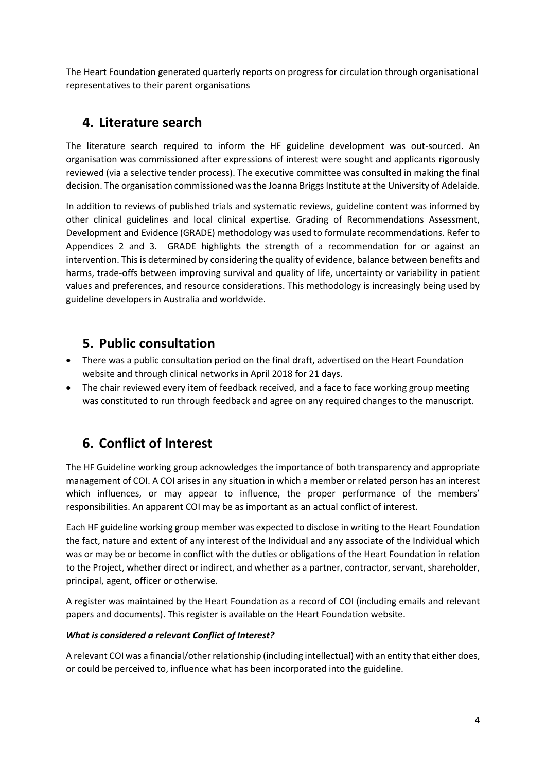The Heart Foundation generated quarterly reports on progress for circulation through organisational representatives to their parent organisations

## 4. Literature search

The literature search required to inform the HF guideline development was out-sourced. An organisation was commissioned after expressions of interest were sought and applicants rigorously reviewed (via a selective tender process). The executive committee was consulted in making the final decision. The organisation commissioned was the Joanna Briggs Institute at the University of Adelaide.

In addition to reviews of published trials and systematic reviews, guideline content was informed by other clinical guidelines and local clinical expertise. Grading of Recommendations Assessment, Development and Evidence (GRADE) methodology was used to formulate recommendations. Refer to Appendices 2 and 3. GRADE highlights the strength of a recommendation for or against an intervention. This is determined by considering the quality of evidence, balance between benefits and harms, trade-offs between improving survival and quality of life, uncertainty or variability in patient values and preferences, and resource considerations. This methodology is increasingly being used by guideline developers in Australia and worldwide.

## 5. Public consultation

- There was a public consultation period on the final draft, advertised on the Heart Foundation website and through clinical networks in April 2018 for 21 days.
- The chair reviewed every item of feedback received, and a face to face working group meeting was constituted to run through feedback and agree on any required changes to the manuscript.

## 6. Conflict of Interest

The HF Guideline working group acknowledges the importance of both transparency and appropriate management of COI. A COI arises in any situation in which a member or related person has an interest which influences, or may appear to influence, the proper performance of the members' responsibilities. An apparent COI may be as important as an actual conflict of interest.

Each HF guideline working group member was expected to disclose in writing to the Heart Foundation the fact, nature and extent of any interest of the Individual and any associate of the Individual which was or may be or become in conflict with the duties or obligations of the Heart Foundation in relation to the Project, whether direct or indirect, and whether as a partner, contractor, servant, shareholder, principal, agent, officer or otherwise.

A register was maintained by the Heart Foundation as a record of COI (including emails and relevant papers and documents). This register is available on the Heart Foundation website.

***What is considered a relevant Conflict of Interest?***

A relevant COI was a financial/other relationship (including intellectual) with an entity that either does, or could be perceived to, influence what has been incorporated into the guideline.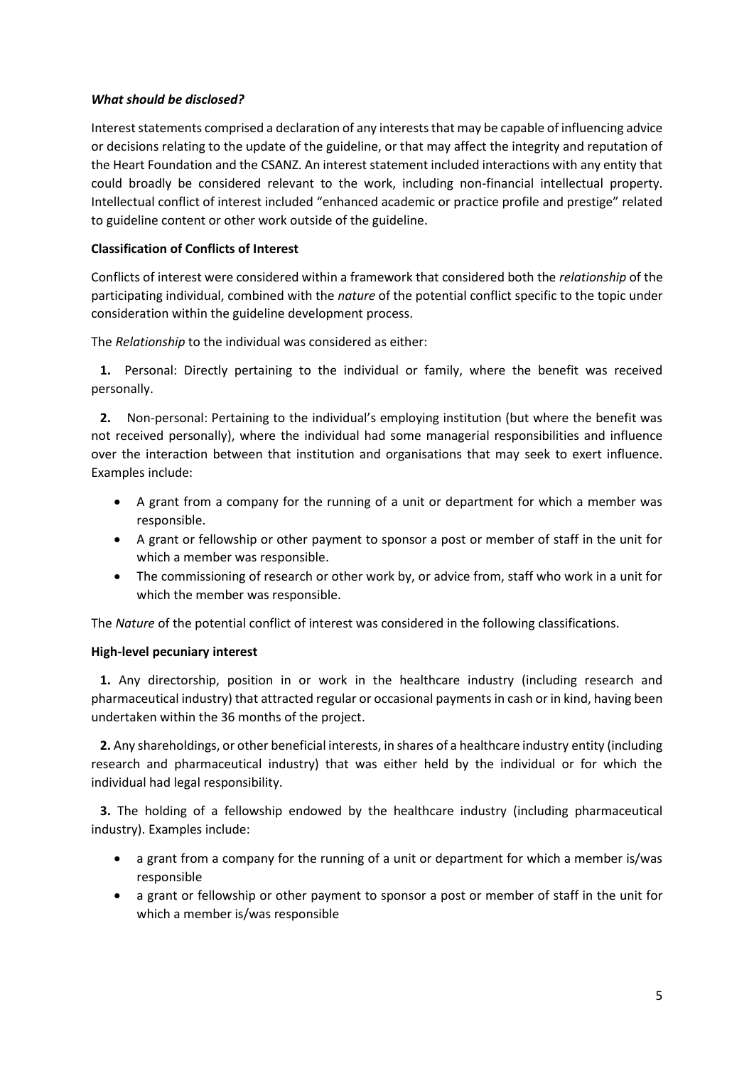***What should be disclosed?***

Interest statements comprised a declaration of any interests that may be capable of influencing advice or decisions relating to the update of the guideline, or that may affect the integrity and reputation of the Heart Foundation and the CSANZ. An interest statement included interactions with any entity that could broadly be considered relevant to the work, including non-financial intellectual property. Intellectual conflict of interest included "enhanced academic or practice profile and prestige" related to guideline content or other work outside of the guideline.

**Classification of Conflicts of Interest**

Conflicts of interest were considered within a framework that considered both the *relationship* of the participating individual, combined with the *nature* of the potential conflict specific to the topic under consideration within the guideline development process.

The *Relationship* to the individual was considered as either:

**1.** Personal: Directly pertaining to the individual or family, where the benefit was received personally.

**2.** Non-personal: Pertaining to the individual's employing institution (but where the benefit was not received personally), where the individual had some managerial responsibilities and influence over the interaction between that institution and organisations that may seek to exert influence. Examples include:

- A grant from a company for the running of a unit or department for which a member was responsible.
- A grant or fellowship or other payment to sponsor a post or member of staff in the unit for which a member was responsible.
- The commissioning of research or other work by, or advice from, staff who work in a unit for which the member was responsible.

The *Nature* of the potential conflict of interest was considered in the following classifications.

**High-level pecuniary interest**

**1.** Any directorship, position in or work in the healthcare industry (including research and pharmaceutical industry) that attracted regular or occasional payments in cash or in kind, having been undertaken within the 36 months of the project.

**2.** Any shareholdings, or other beneficial interests, in shares of a healthcare industry entity (including research and pharmaceutical industry) that was either held by the individual or for which the individual had legal responsibility.

**3.** The holding of a fellowship endowed by the healthcare industry (including pharmaceutical industry). Examples include:

- a grant from a company for the running of a unit or department for which a member is/was responsible
- a grant or fellowship or other payment to sponsor a post or member of staff in the unit for which a member is/was responsible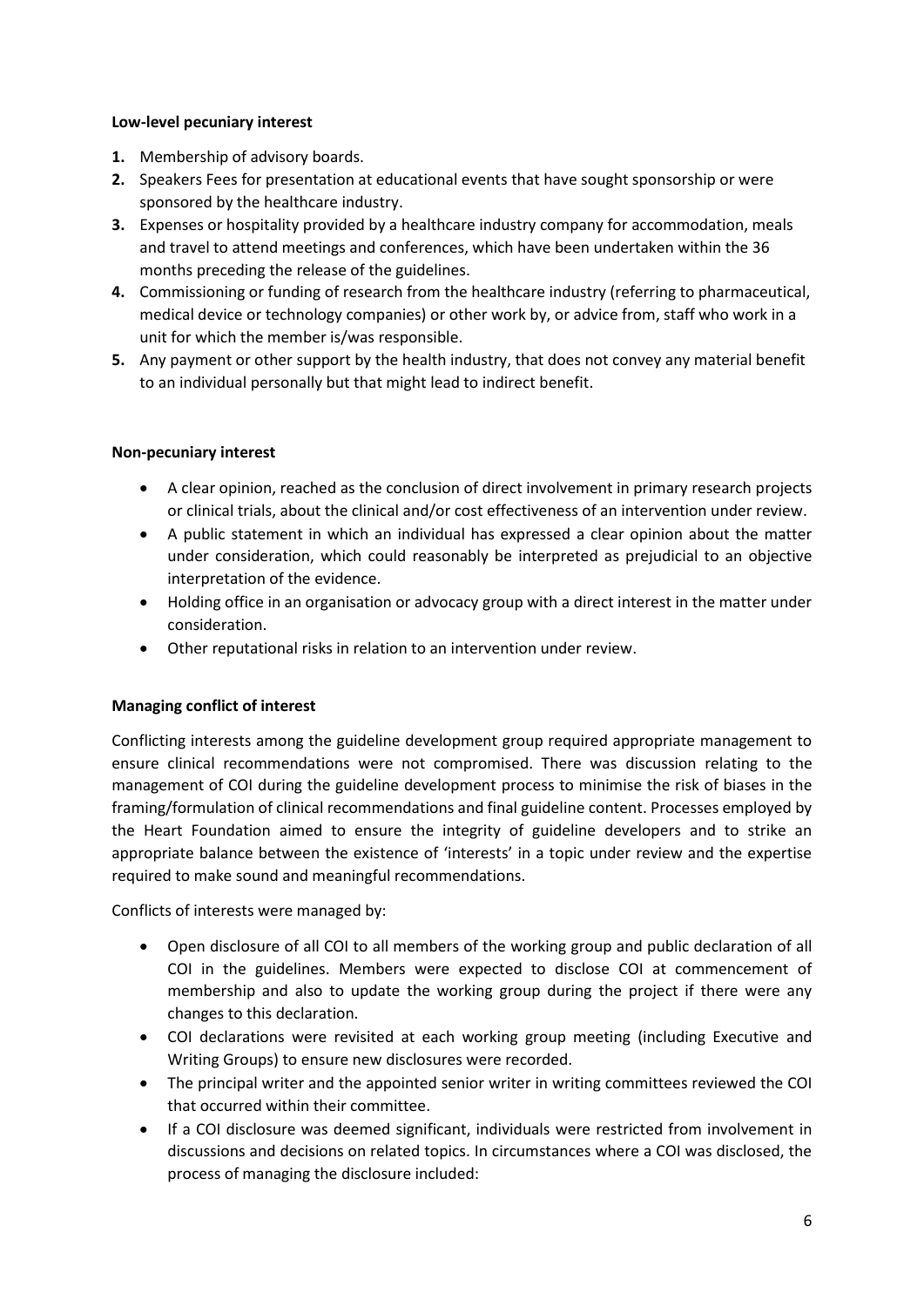**Low-level pecuniary interest**

1. Membership of advisory boards.
2. Speakers Fees for presentation at educational events that have sought sponsorship or were sponsored by the healthcare industry.
3. Expenses or hospitality provided by a healthcare industry company for accommodation, meals and travel to attend meetings and conferences, which have been undertaken within the 36 months preceding the release of the guidelines.
4. Commissioning or funding of research from the healthcare industry (referring to pharmaceutical, medical device or technology companies) or other work by, or advice from, staff who work in a unit for which the member is/was responsible.
5. Any payment or other support by the health industry, that does not convey any material benefit to an individual personally but that might lead to indirect benefit.

**Non-pecuniary interest**

- A clear opinion, reached as the conclusion of direct involvement in primary research projects or clinical trials, about the clinical and/or cost effectiveness of an intervention under review.
- A public statement in which an individual has expressed a clear opinion about the matter under consideration, which could reasonably be interpreted as prejudicial to an objective interpretation of the evidence.
- Holding office in an organisation or advocacy group with a direct interest in the matter under consideration.
- Other reputational risks in relation to an intervention under review.

**Managing conflict of interest**

Conflicting interests among the guideline development group required appropriate management to ensure clinical recommendations were not compromised. There was discussion relating to the management of COI during the guideline development process to minimise the risk of biases in the framing/formulation of clinical recommendations and final guideline content. Processes employed by the Heart Foundation aimed to ensure the integrity of guideline developers and to strike an appropriate balance between the existence of 'interests' in a topic under review and the expertise required to make sound and meaningful recommendations.

Conflicts of interests were managed by:

- Open disclosure of all COI to all members of the working group and public declaration of all COI in the guidelines. Members were expected to disclose COI at commencement of membership and also to update the working group during the project if there were any changes to this declaration.
- COI declarations were revisited at each working group meeting (including Executive and Writing Groups) to ensure new disclosures were recorded.
- The principal writer and the appointed senior writer in writing committees reviewed the COI that occurred within their committee.
- If a COI disclosure was deemed significant, individuals were restricted from involvement in discussions and decisions on related topics. In circumstances where a COI was disclosed, the process of managing the disclosure included: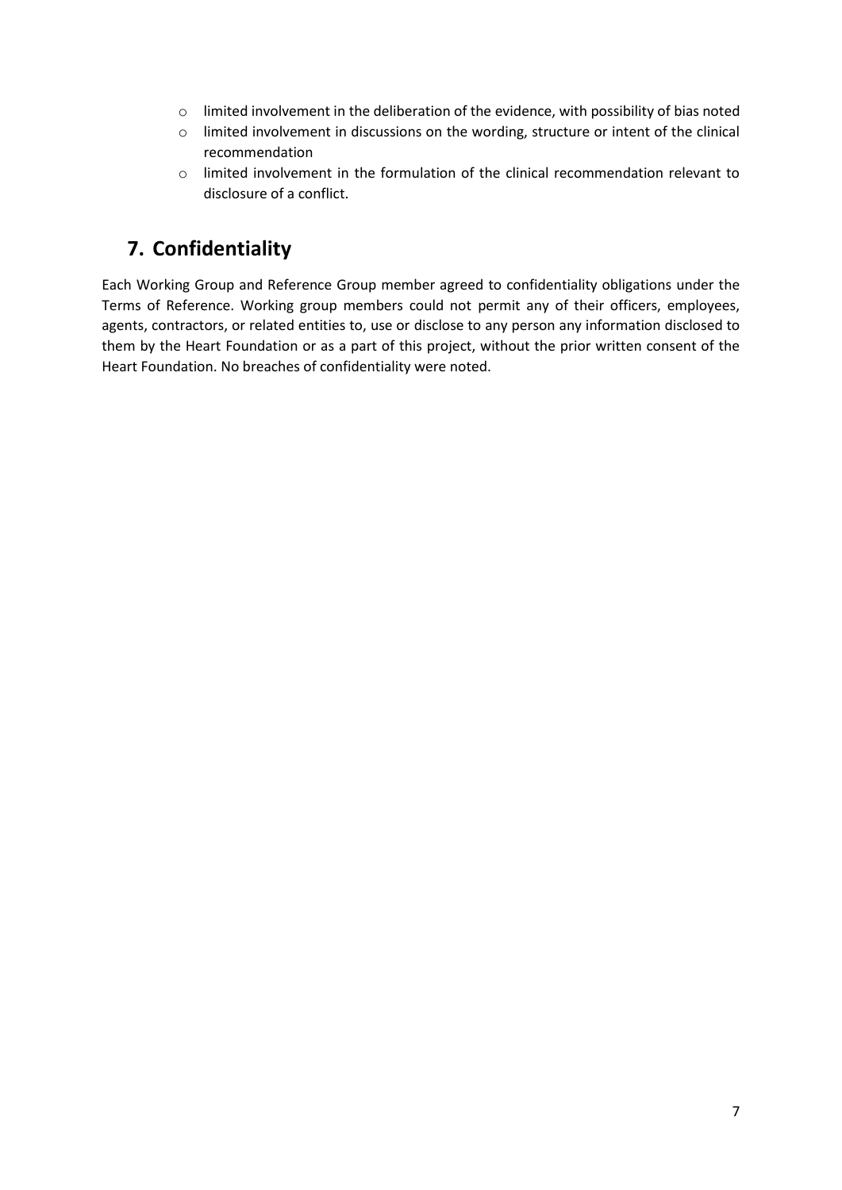- limited involvement in the deliberation of the evidence, with possibility of bias noted
- limited involvement in discussions on the wording, structure or intent of the clinical recommendation
- limited involvement in the formulation of the clinical recommendation relevant to disclosure of a conflict.

## 7. Confidentiality

Each Working Group and Reference Group member agreed to confidentiality obligations under the Terms of Reference. Working group members could not permit any of their officers, employees, agents, contractors, or related entities to, use or disclose to any person any information disclosed to them by the Heart Foundation or as a part of this project, without the prior written consent of the Heart Foundation. No breaches of confidentiality were noted.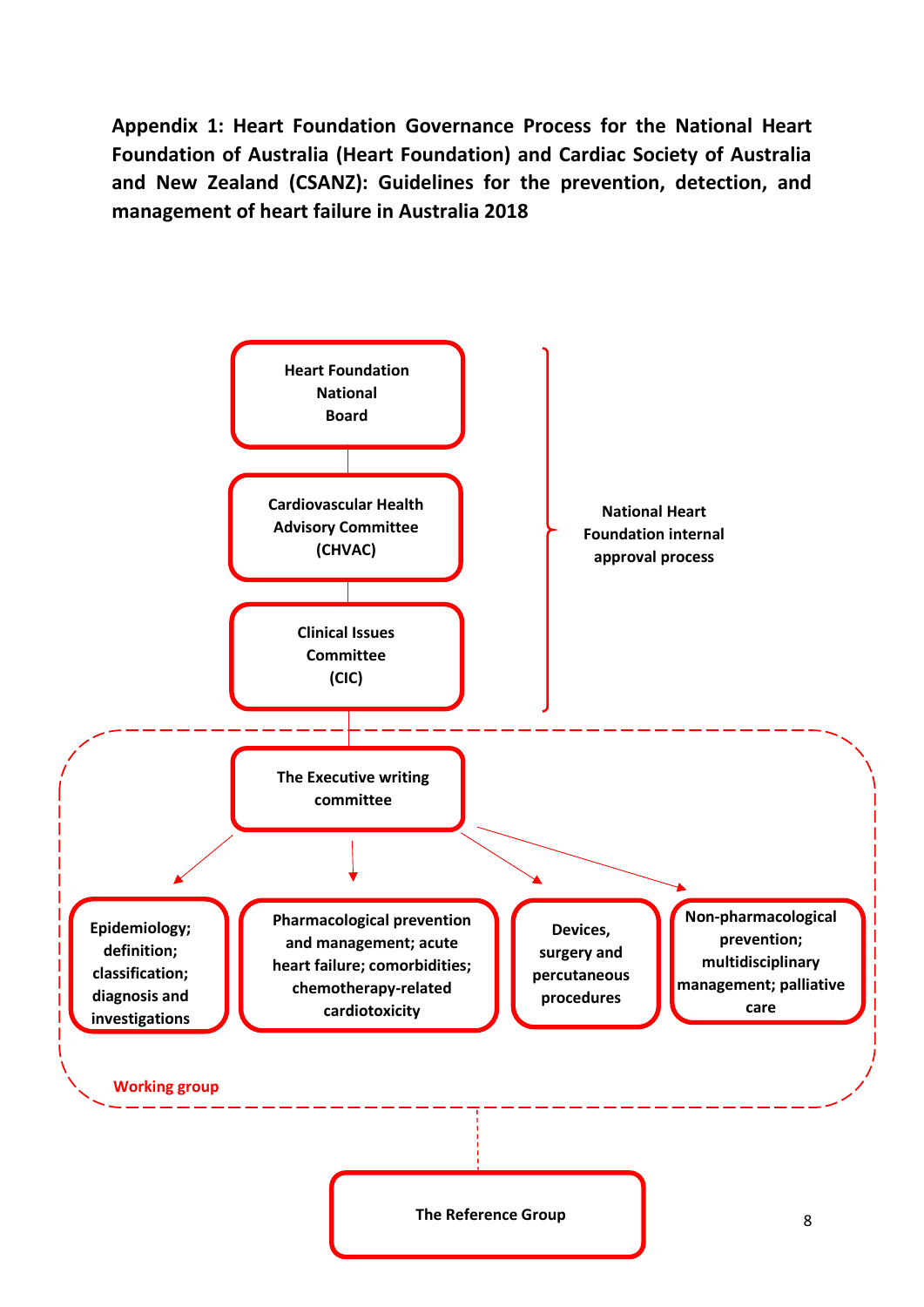**Appendix 1: Heart Foundation Governance Process for the National Heart Foundation of Australia (Heart Foundation) and Cardiac Society of Australia and New Zealand (CSANZ): Guidelines for the prevention, detection, and management of heart failure in Australia 2018**

Heart Foundation National Board

Cardiovascular Health Advisory Committee (CHVAC)

Clinical Issues Committee (CIC)

National Heart Foundation internal approval process

The Executive writing committee

Epidemiology; definition; classification; diagnosis and investigations

Pharmacological prevention and management; acute heart failure; comorbidities; chemotherapy-related cardiotoxicity

Devices, surgery and percutaneous procedures

Non-pharmacological prevention; multidisciplinary management; palliative care

Working group

The Reference Group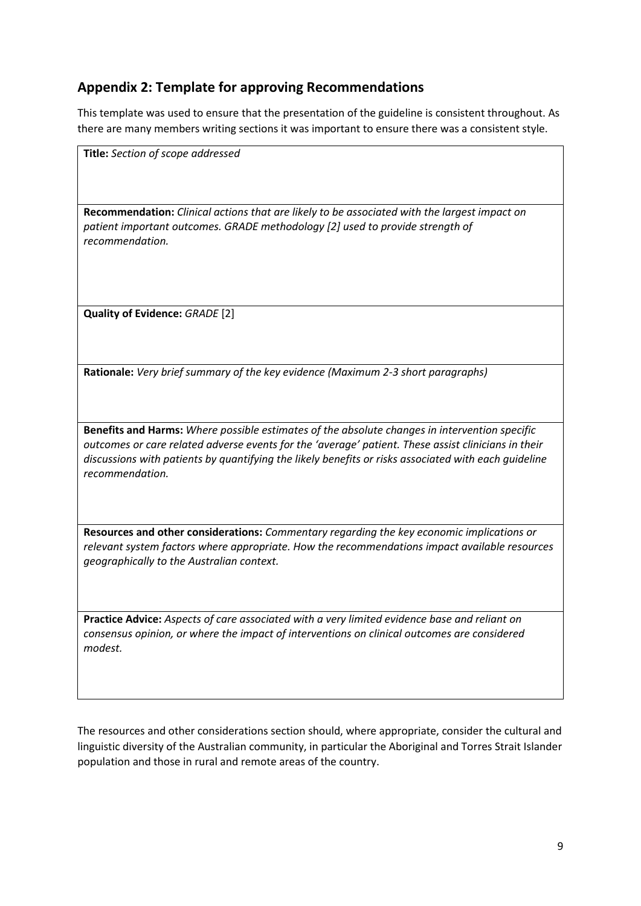## Appendix 2: Template for approving Recommendations

This template was used to ensure that the presentation of the guideline is consistent throughout. As there are many members writing sections it was important to ensure there was a consistent style.

| **Title:** *Section of scope addressed* |
|---|
| **Recommendation:** *Clinical actions that are likely to be associated with the largest impact on patient important outcomes. GRADE methodology [2] used to provide strength of recommendation.* |
| **Quality of Evidence:** *GRADE* [2] |
| **Rationale:** *Very brief summary of the key evidence (Maximum 2-3 short paragraphs)* |
| **Benefits and Harms:** *Where possible estimates of the absolute changes in intervention specific outcomes or care related adverse events for the 'average' patient. These assist clinicians in their discussions with patients by quantifying the likely benefits or risks associated with each guideline recommendation.* |
| **Resources and other considerations:** *Commentary regarding the key economic implications or relevant system factors where appropriate. How the recommendations impact available resources geographically to the Australian context.* |
| **Practice Advice:** *Aspects of care associated with a very limited evidence base and reliant on consensus opinion, or where the impact of interventions on clinical outcomes are considered modest.* |

The resources and other considerations section should, where appropriate, consider the cultural and linguistic diversity of the Australian community, in particular the Aboriginal and Torres Strait Islander population and those in rural and remote areas of the country.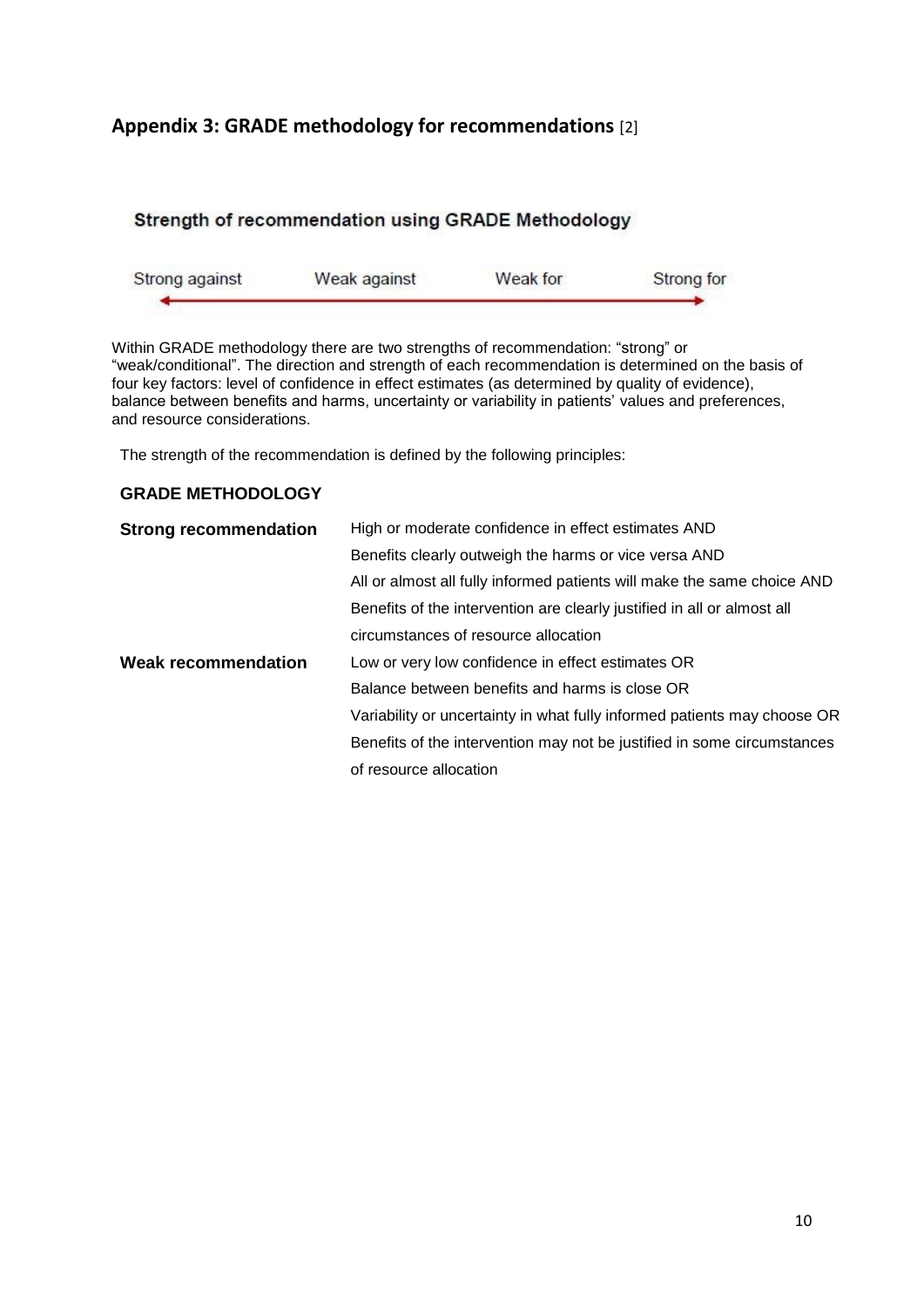## Appendix 3: GRADE methodology for recommendations [2]

### Strength of recommendation using GRADE Methodology

Strong against — Weak against — Weak for — Strong for

Within GRADE methodology there are two strengths of recommendation: "strong" or "weak/conditional". The direction and strength of each recommendation is determined on the basis of four key factors: level of confidence in effect estimates (as determined by quality of evidence), balance between benefits and harms, uncertainty or variability in patients' values and preferences, and resource considerations.

The strength of the recommendation is defined by the following principles:

**GRADE METHODOLOGY**

| | |
|---|---|
| **Strong recommendation** | High or moderate confidence in effect estimates AND<br>Benefits clearly outweigh the harms or vice versa AND<br>All or almost all fully informed patients will make the same choice AND<br>Benefits of the intervention are clearly justified in all or almost all circumstances of resource allocation |
| **Weak recommendation** | Low or very low confidence in effect estimates OR<br>Balance between benefits and harms is close OR<br>Variability or uncertainty in what fully informed patients may choose OR<br>Benefits of the intervention may not be justified in some circumstances of resource allocation |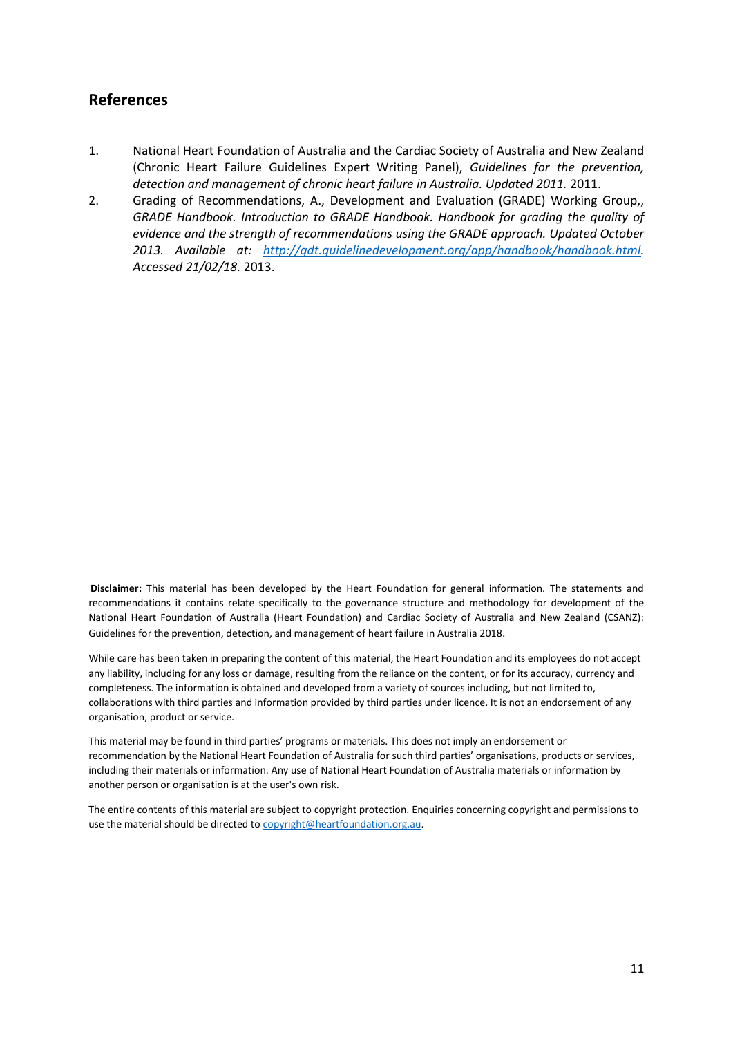## References

1. National Heart Foundation of Australia and the Cardiac Society of Australia and New Zealand (Chronic Heart Failure Guidelines Expert Writing Panel), *Guidelines for the prevention, detection and management of chronic heart failure in Australia. Updated 2011.* 2011.
2. Grading of Recommendations, A., Development and Evaluation (GRADE) Working Group,, *GRADE Handbook. Introduction to GRADE Handbook. Handbook for grading the quality of evidence and the strength of recommendations using the GRADE approach. Updated October 2013. Available at: http://gdt.guidelinedevelopment.org/app/handbook/handbook.html. Accessed 21/02/18.* 2013.

**Disclaimer:** This material has been developed by the Heart Foundation for general information. The statements and recommendations it contains relate specifically to the governance structure and methodology for development of the National Heart Foundation of Australia (Heart Foundation) and Cardiac Society of Australia and New Zealand (CSANZ): Guidelines for the prevention, detection, and management of heart failure in Australia 2018.

While care has been taken in preparing the content of this material, the Heart Foundation and its employees do not accept any liability, including for any loss or damage, resulting from the reliance on the content, or for its accuracy, currency and completeness. The information is obtained and developed from a variety of sources including, but not limited to, collaborations with third parties and information provided by third parties under licence. It is not an endorsement of any organisation, product or service.

This material may be found in third parties' programs or materials. This does not imply an endorsement or recommendation by the National Heart Foundation of Australia for such third parties' organisations, products or services, including their materials or information. Any use of National Heart Foundation of Australia materials or information by another person or organisation is at the user's own risk.

The entire contents of this material are subject to copyright protection. Enquiries concerning copyright and permissions to use the material should be directed to copyright@heartfoundation.org.au.